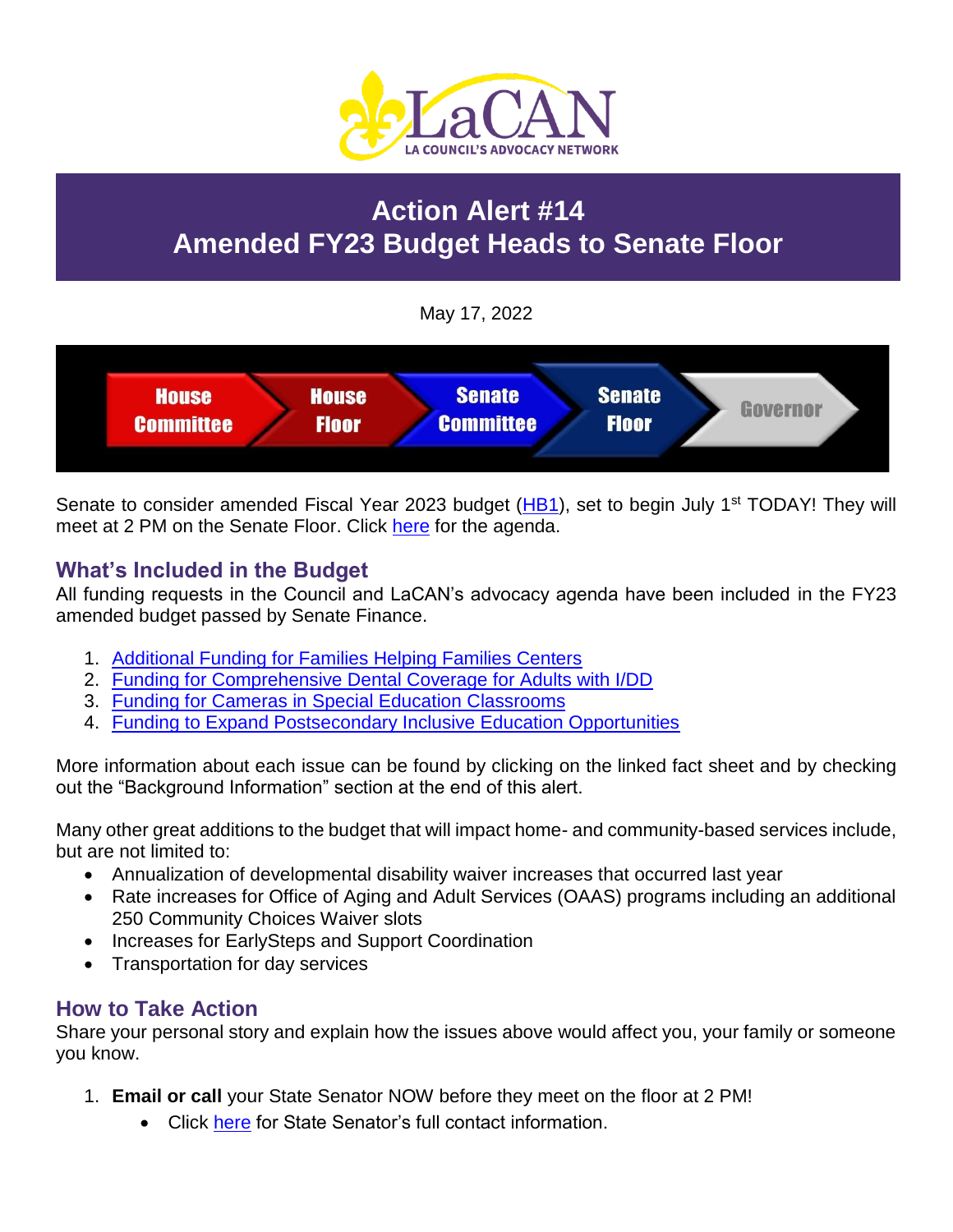LaCAN

LA COUNCIL'S ADVOCACY NETWORK

# Action Alert #14
# Amended FY23 Budget Heads to Senate Floor

May 17, 2022

House Committee | House Floor | Senate Committee | Senate Floor | Governor

Senate to consider amended Fiscal Year 2023 budget (HB1), set to begin July 1st TODAY! They will meet at 2 PM on the Senate Floor. Click here for the agenda.

## What's Included in the Budget

All funding requests in the Council and LaCAN's advocacy agenda have been included in the FY23 amended budget passed by Senate Finance.

1. Additional Funding for Families Helping Families Centers
2. Funding for Comprehensive Dental Coverage for Adults with I/DD
3. Funding for Cameras in Special Education Classrooms
4. Funding to Expand Postsecondary Inclusive Education Opportunities

More information about each issue can be found by clicking on the linked fact sheet and by checking out the "Background Information" section at the end of this alert.

Many other great additions to the budget that will impact home- and community-based services include, but are not limited to:

- Annualization of developmental disability waiver increases that occurred last year
- Rate increases for Office of Aging and Adult Services (OAAS) programs including an additional 250 Community Choices Waiver slots
- Increases for EarlySteps and Support Coordination
- Transportation for day services

## How to Take Action

Share your personal story and explain how the issues above would affect you, your family or someone you know.

1. **Email or call** your State Senator NOW before they meet on the floor at 2 PM!
    - Click here for State Senator's full contact information.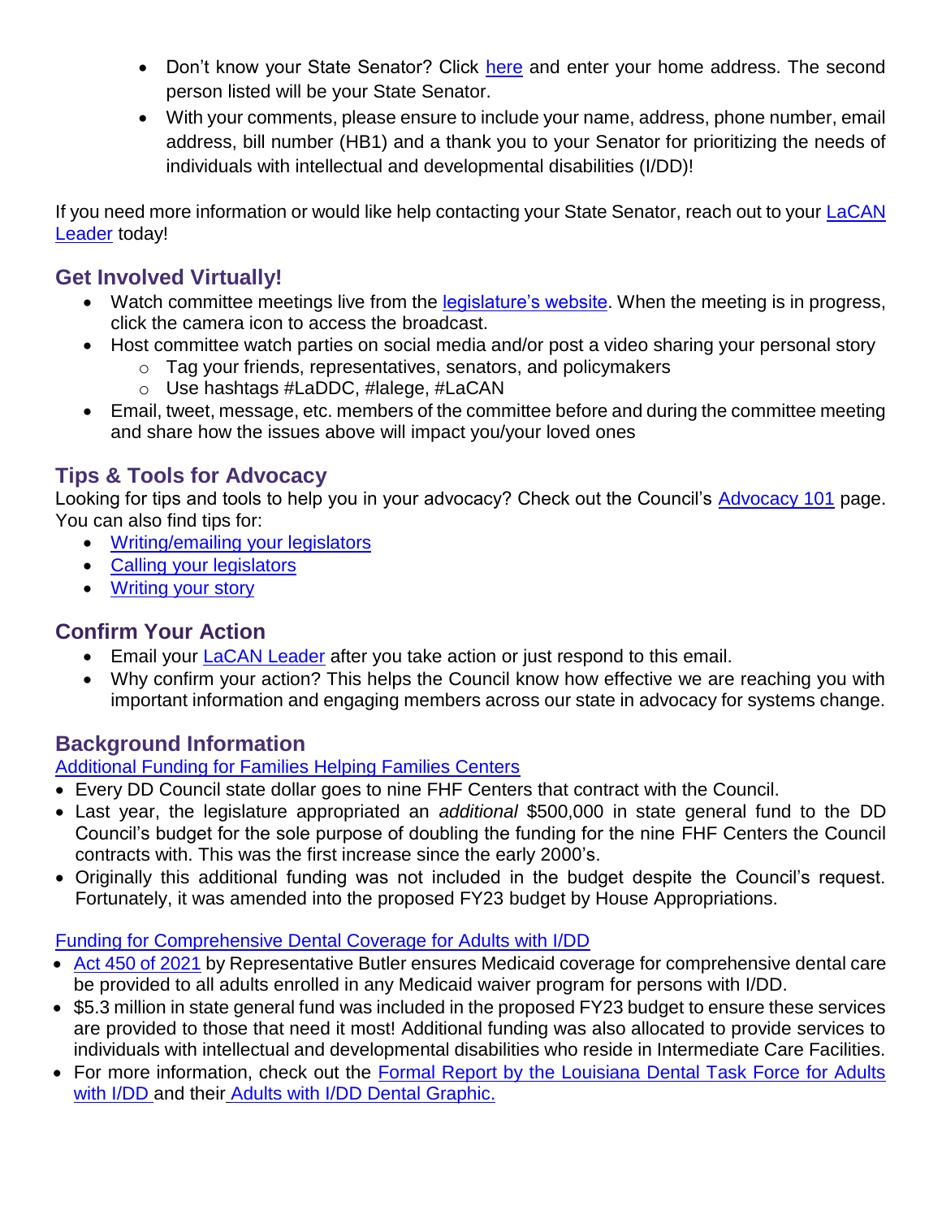- Don't know your State Senator? Click here and enter your home address. The second person listed will be your State Senator.
- With your comments, please ensure to include your name, address, phone number, email address, bill number (HB1) and a thank you to your Senator for prioritizing the needs of individuals with intellectual and developmental disabilities (I/DD)!

If you need more information or would like help contacting your State Senator, reach out to your LaCAN Leader today!

## Get Involved Virtually!

- Watch committee meetings live from the legislature's website. When the meeting is in progress, click the camera icon to access the broadcast.
- Host committee watch parties on social media and/or post a video sharing your personal story
  - Tag your friends, representatives, senators, and policymakers
  - Use hashtags #LaDDC, #lalege, #LaCAN
- Email, tweet, message, etc. members of the committee before and during the committee meeting and share how the issues above will impact you/your loved ones

## Tips & Tools for Advocacy

Looking for tips and tools to help you in your advocacy? Check out the Council's Advocacy 101 page. You can also find tips for:

- Writing/emailing your legislators
- Calling your legislators
- Writing your story

## Confirm Your Action

- Email your LaCAN Leader after you take action or just respond to this email.
- Why confirm your action? This helps the Council know how effective we are reaching you with important information and engaging members across our state in advocacy for systems change.

## Background Information

Additional Funding for Families Helping Families Centers

- Every DD Council state dollar goes to nine FHF Centers that contract with the Council.
- Last year, the legislature appropriated an *additional* $500,000 in state general fund to the DD Council's budget for the sole purpose of doubling the funding for the nine FHF Centers the Council contracts with. This was the first increase since the early 2000's.
- Originally this additional funding was not included in the budget despite the Council's request. Fortunately, it was amended into the proposed FY23 budget by House Appropriations.

Funding for Comprehensive Dental Coverage for Adults with I/DD

- Act 450 of 2021 by Representative Butler ensures Medicaid coverage for comprehensive dental care be provided to all adults enrolled in any Medicaid waiver program for persons with I/DD.
- $5.3 million in state general fund was included in the proposed FY23 budget to ensure these services are provided to those that need it most! Additional funding was also allocated to provide services to individuals with intellectual and developmental disabilities who reside in Intermediate Care Facilities.
- For more information, check out the Formal Report by the Louisiana Dental Task Force for Adults with I/DD and their Adults with I/DD Dental Graphic.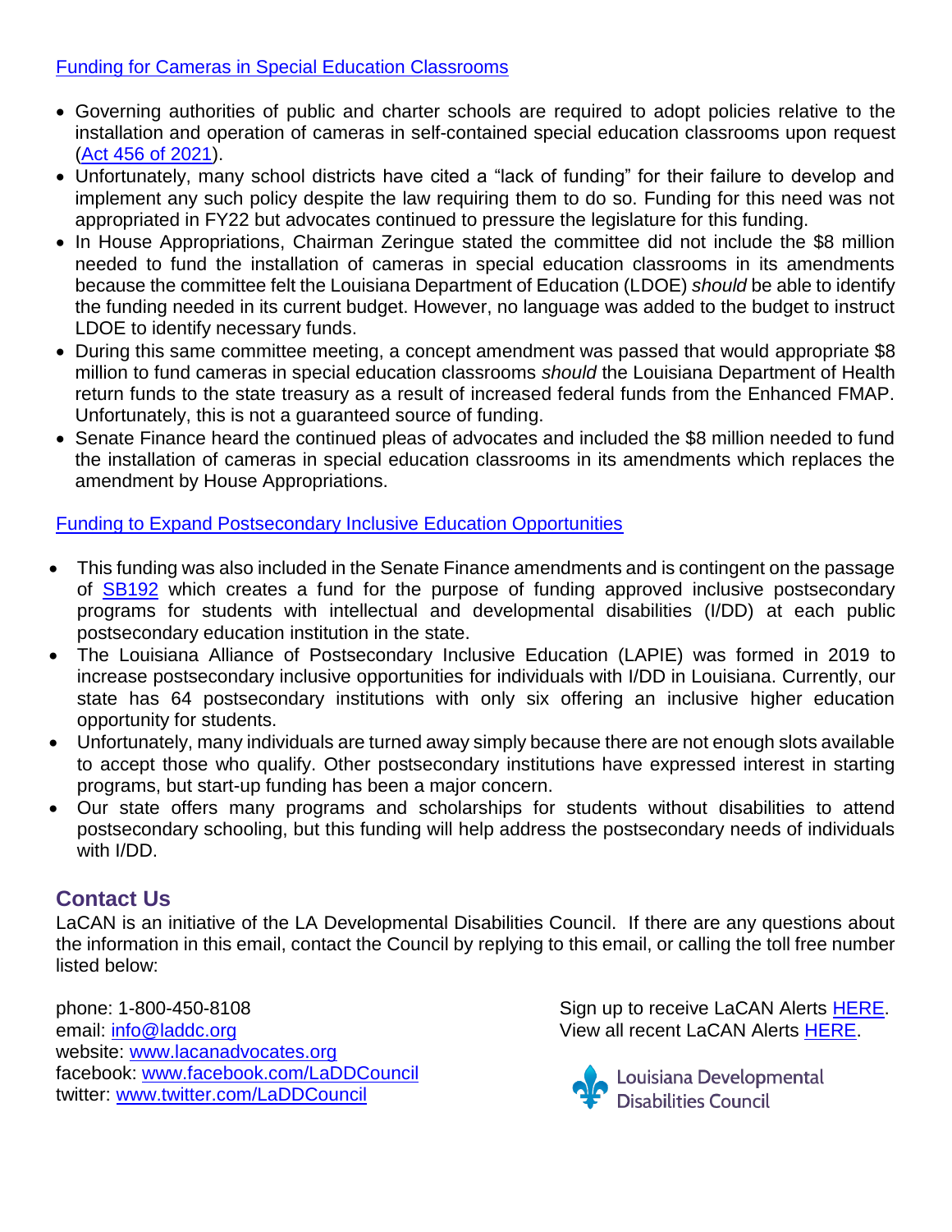[Funding for Cameras in Special Education Classrooms]

- Governing authorities of public and charter schools are required to adopt policies relative to the installation and operation of cameras in self-contained special education classrooms upon request (Act 456 of 2021).
- Unfortunately, many school districts have cited a "lack of funding" for their failure to develop and implement any such policy despite the law requiring them to do so. Funding for this need was not appropriated in FY22 but advocates continued to pressure the legislature for this funding.
- In House Appropriations, Chairman Zeringue stated the committee did not include the $8 million needed to fund the installation of cameras in special education classrooms in its amendments because the committee felt the Louisiana Department of Education (LDOE) *should* be able to identify the funding needed in its current budget. However, no language was added to the budget to instruct LDOE to identify necessary funds.
- During this same committee meeting, a concept amendment was passed that would appropriate $8 million to fund cameras in special education classrooms *should* the Louisiana Department of Health return funds to the state treasury as a result of increased federal funds from the Enhanced FMAP. Unfortunately, this is not a guaranteed source of funding.
- Senate Finance heard the continued pleas of advocates and included the $8 million needed to fund the installation of cameras in special education classrooms in its amendments which replaces the amendment by House Appropriations.

[Funding to Expand Postsecondary Inclusive Education Opportunities]

- This funding was also included in the Senate Finance amendments and is contingent on the passage of SB192 which creates a fund for the purpose of funding approved inclusive postsecondary programs for students with intellectual and developmental disabilities (I/DD) at each public postsecondary education institution in the state.
- The Louisiana Alliance of Postsecondary Inclusive Education (LAPIE) was formed in 2019 to increase postsecondary inclusive opportunities for individuals with I/DD in Louisiana. Currently, our state has 64 postsecondary institutions with only six offering an inclusive higher education opportunity for students.
- Unfortunately, many individuals are turned away simply because there are not enough slots available to accept those who qualify. Other postsecondary institutions have expressed interest in starting programs, but start-up funding has been a major concern.
- Our state offers many programs and scholarships for students without disabilities to attend postsecondary schooling, but this funding will help address the postsecondary needs of individuals with I/DD.

## Contact Us

LaCAN is an initiative of the LA Developmental Disabilities Council. If there are any questions about the information in this email, contact the Council by replying to this email, or calling the toll free number listed below:

phone: 1-800-450-8108
email: info@laddc.org
website: www.lacanadvocates.org
facebook: www.facebook.com/LaDDCouncil
twitter: www.twitter.com/LaDDCouncil

Sign up to receive LaCAN Alerts HERE.
View all recent LaCAN Alerts HERE.

Louisiana Developmental Disabilities Council